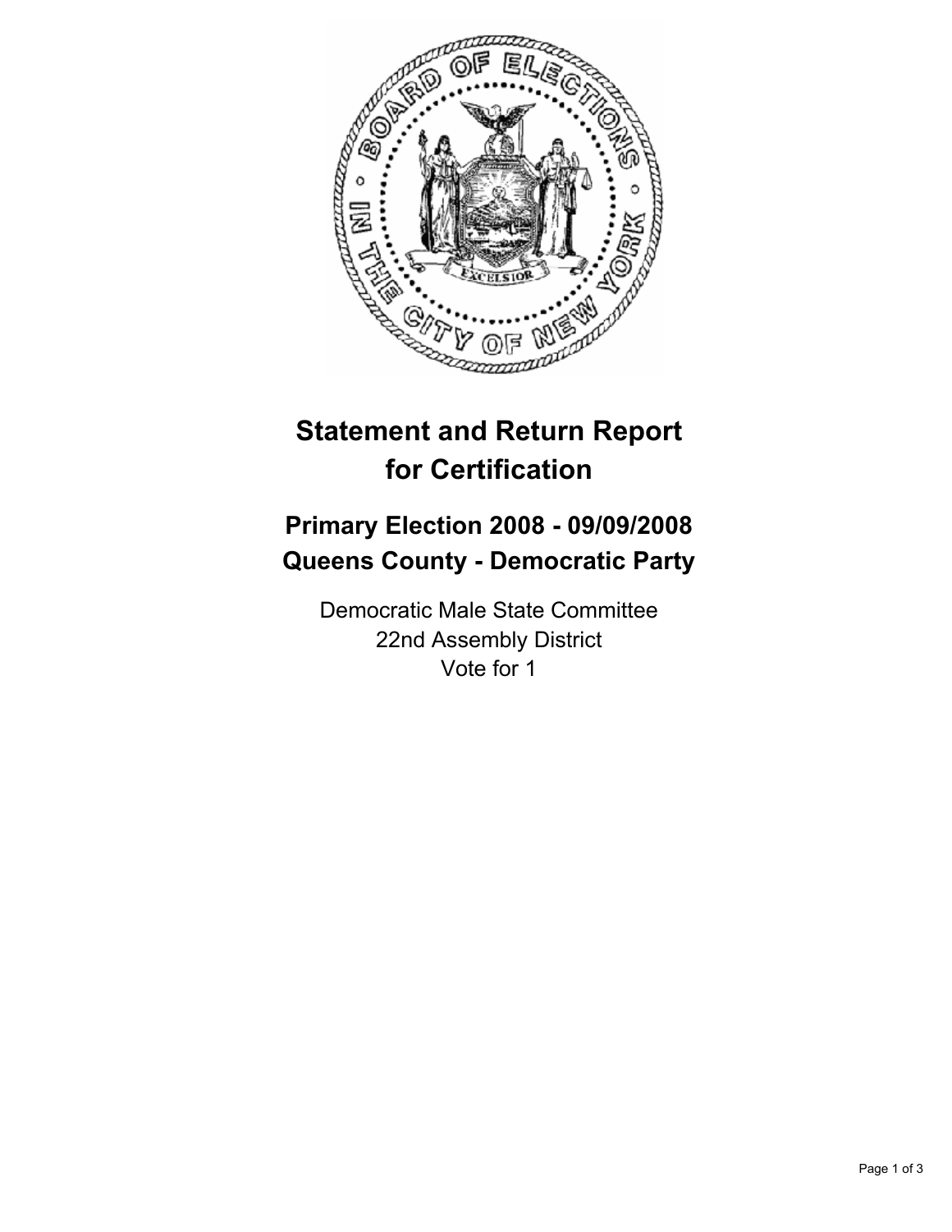# Statement and Return Report for Certification

## Primary Election 2008 - 09/09/2008
## Queens County - Democratic Party

Democratic Male State Committee
22nd Assembly District
Vote for 1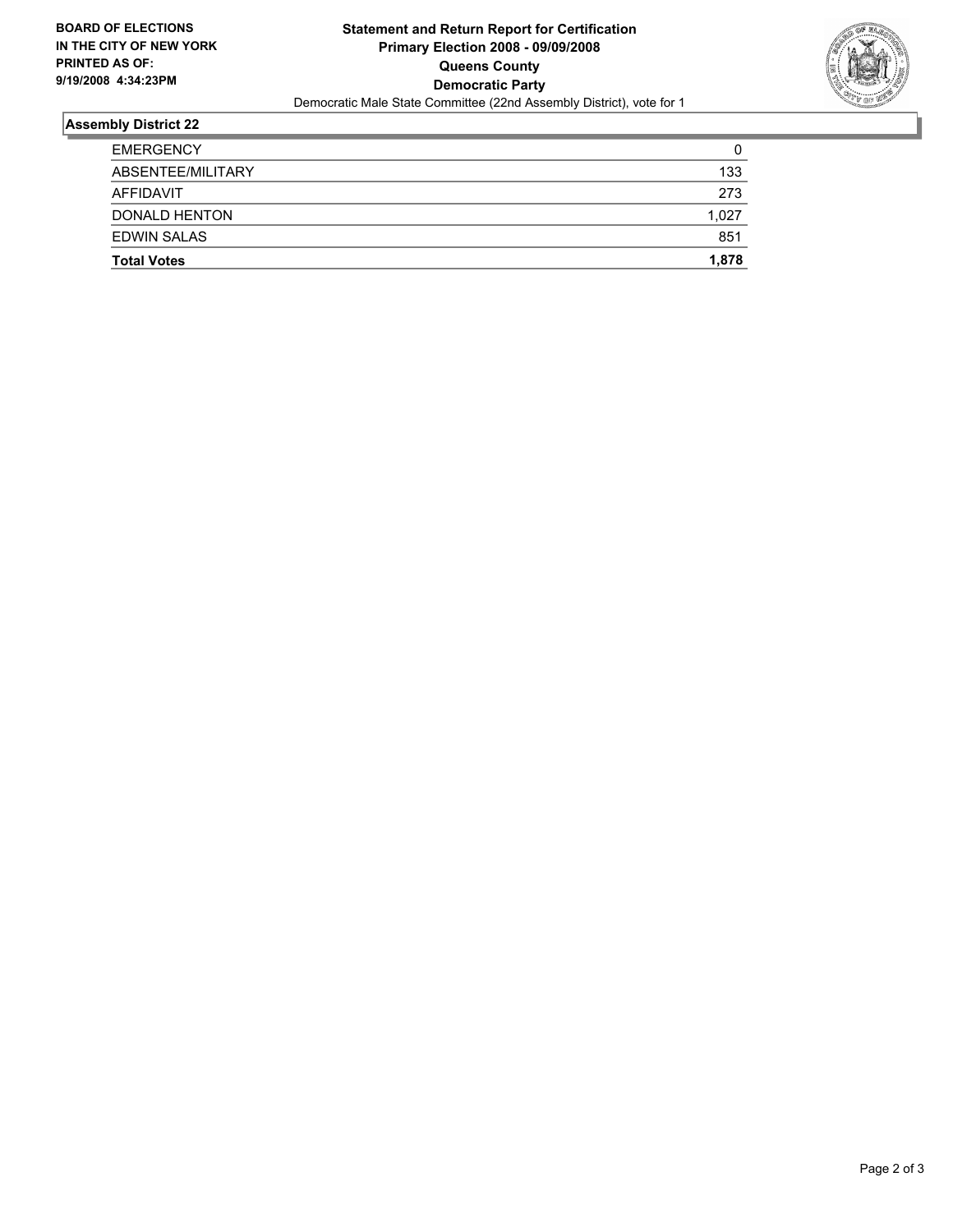**BOARD OF ELECTIONS IN THE CITY OF NEW YORK PRINTED AS OF: 9/19/2008 4:34:23PM**

# Statement and Return Report for Certification
## Primary Election 2008 - 09/09/2008
## Queens County
## Democratic Party

Democratic Male State Committee (22nd Assembly District), vote for 1

### Assembly District 22

| | |
|---|---|
| EMERGENCY | 0 |
| ABSENTEE/MILITARY | 133 |
| AFFIDAVIT | 273 |
| DONALD HENTON | 1,027 |
| EDWIN SALAS | 851 |
| **Total Votes** | **1,878** |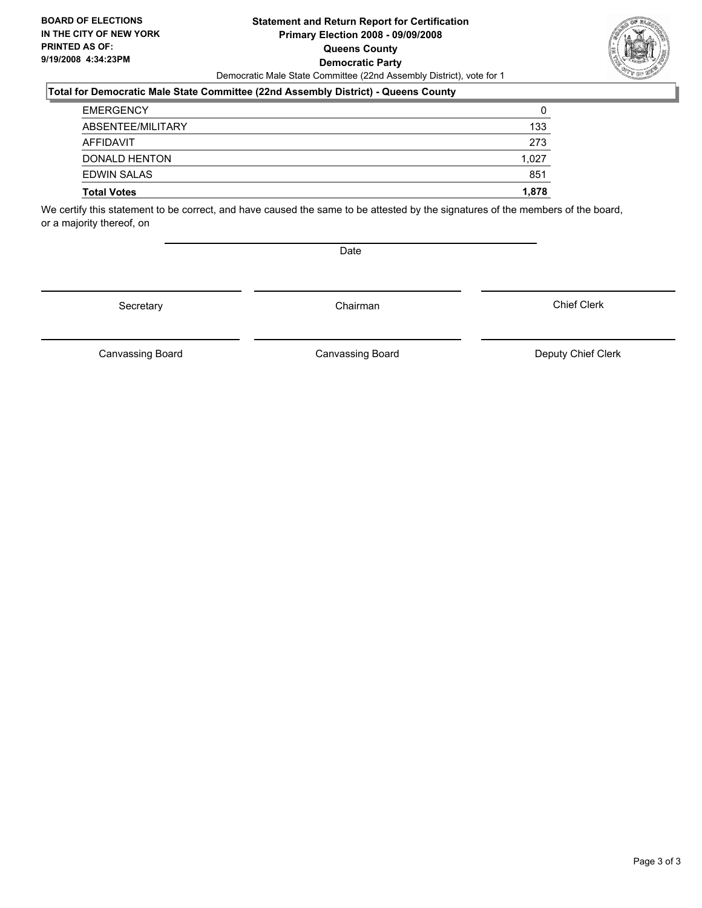**BOARD OF ELECTIONS IN THE CITY OF NEW YORK PRINTED AS OF: 9/19/2008 4:34:23PM**

**Statement and Return Report for Certification**
**Primary Election 2008 - 09/09/2008**
**Queens County**
**Democratic Party**

Democratic Male State Committee (22nd Assembly District), vote for 1

**Total for Democratic Male State Committee (22nd Assembly District) - Queens County**

| | |
|---|---|
| EMERGENCY | 0 |
| ABSENTEE/MILITARY | 133 |
| AFFIDAVIT | 273 |
| DONALD HENTON | 1,027 |
| EDWIN SALAS | 851 |
| **Total Votes** | **1,878** |

We certify this statement to be correct, and have caused the same to be attested by the signatures of the members of the board, or a majority thereof, on

Date

Secretary

Chairman

Chief Clerk

Canvassing Board

Canvassing Board

Deputy Chief Clerk